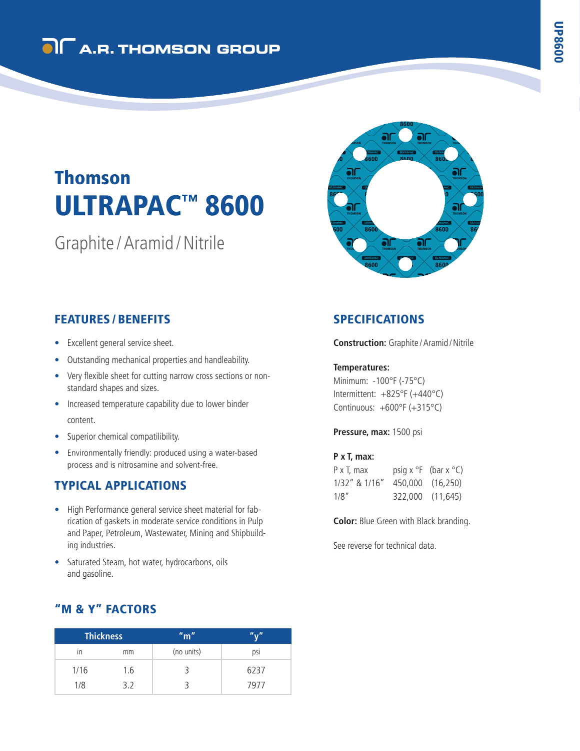A.R. THOMSON GROUP

UP8600

# Thomson ULTRAPAC™ 8600

Graphite / Aramid / Nitrile

## FEATURES / BENEFITS

- Excellent general service sheet.
- Outstanding mechanical properties and handleability.
- Very flexible sheet for cutting narrow cross sections or non-standard shapes and sizes.
- Increased temperature capability due to lower binder content.
- Superior chemical compatibility.
- Environmentally friendly: produced using a water-based process and is nitrosamine and solvent-free.

## TYPICAL APPLICATIONS

- High Performance general service sheet material for fabrication of gaskets in moderate service conditions in Pulp and Paper, Petroleum, Wastewater, Mining and Shipbuilding industries.
- Saturated Steam, hot water, hydrocarbons, oils and gasoline.

## "M & Y" FACTORS

| Thickness | | "m" | "y" |
|---|---|---|---|
| in | mm | (no units) | psi |
| 1/16 | 1.6 | 3 | 6237 |
| 1/8 | 3.2 | 3 | 7977 |

## SPECIFICATIONS

**Construction:** Graphite / Aramid / Nitrile

**Temperatures:**
Minimum: -100°F (-75°C)
Intermittent: +825°F (+440°C)
Continuous: +600°F (+315°C)

**Pressure, max:** 1500 psi

**P x T, max:**

| P x T, max | psig x °F | (bar x °C) |
|---|---|---|
| 1/32" & 1/16" | 450,000 | (16,250) |
| 1/8" | 322,000 | (11,645) |

**Color:** Blue Green with Black branding.

See reverse for technical data.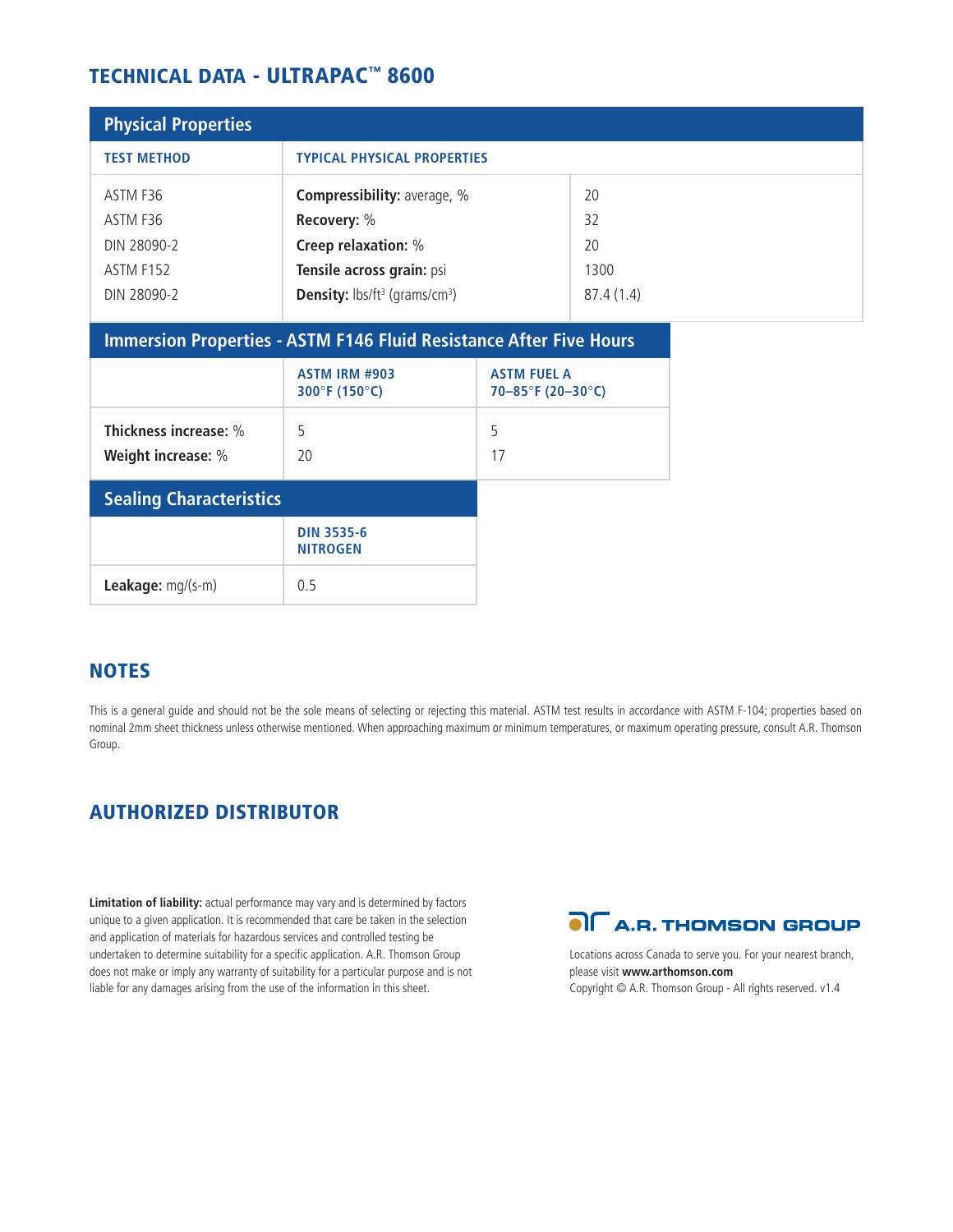# TECHNICAL DATA - ULTRAPAC™ 8600

## Physical Properties

| TEST METHOD | TYPICAL PHYSICAL PROPERTIES | |
|---|---|---|
| ASTM F36 | **Compressibility:** average, % | 20 |
| ASTM F36 | **Recovery:** % | 32 |
| DIN 28090-2 | **Creep relaxation:** % | 20 |
| ASTM F152 | **Tensile across grain:** psi | 1300 |
| DIN 28090-2 | **Density:** lbs/ft$^3$ (grams/cm$^3$) | 87.4 (1.4) |

## Immersion Properties - ASTM F146 Fluid Resistance After Five Hours

| | ASTM IRM #903 300°F (150°C) | ASTM FUEL A 70–85°F (20–30°C) |
|---|---|---|
| **Thickness increase:** % | 5 | 5 |
| **Weight increase:** % | 20 | 17 |

## Sealing Characteristics

| | DIN 3535-6 NITROGEN |
|---|---|
| **Leakage:** mg/(s-m) | 0.5 |

## NOTES

This is a general guide and should not be the sole means of selecting or rejecting this material. ASTM test results in accordance with ASTM F-104; properties based on nominal 2mm sheet thickness unless otherwise mentioned. When approaching maximum or minimum temperatures, or maximum operating pressure, consult A.R. Thomson Group.

## AUTHORIZED DISTRIBUTOR

**Limitation of liability:** actual performance may vary and is determined by factors unique to a given application. It is recommended that care be taken in the selection and application of materials for hazardous services and controlled testing be undertaken to determine suitability for a specific application. A.R. Thomson Group does not make or imply any warranty of suitability for a particular purpose and is not liable for any damages arising from the use of the information in this sheet.

A.R. THOMSON GROUP

Locations across Canada to serve you. For your nearest branch, please visit **www.arthomson.com**
Copyright © A.R. Thomson Group - All rights reserved. v1.4